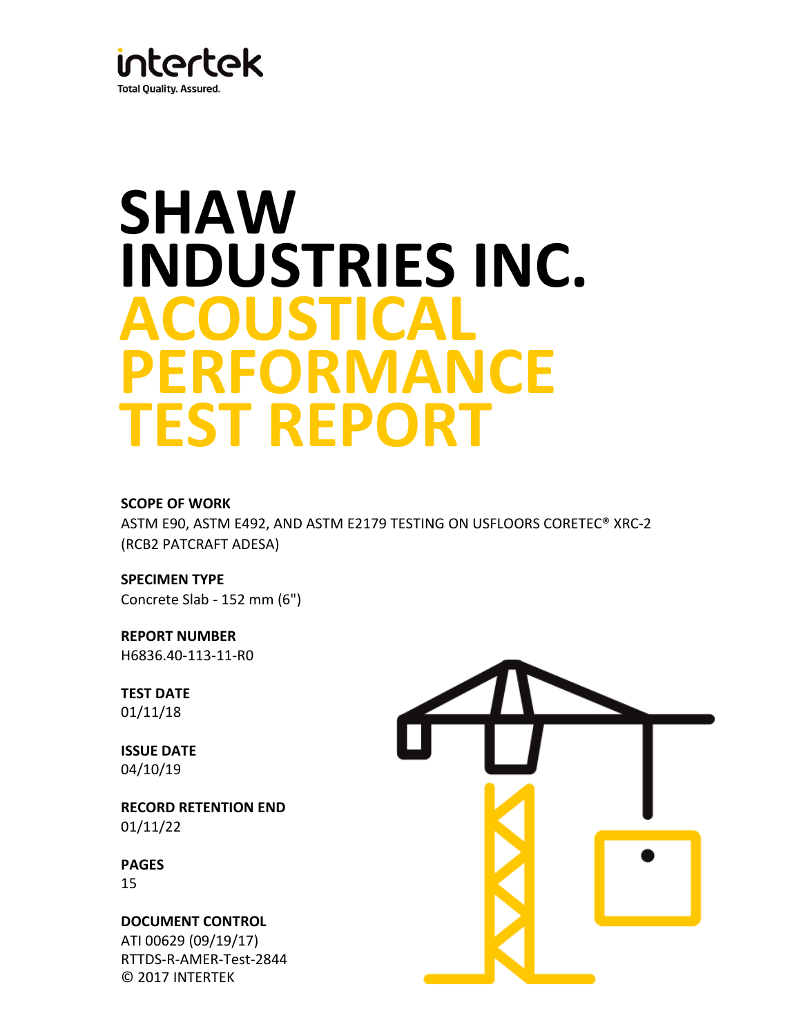intertek
Total Quality. Assured.

# SHAW INDUSTRIES INC.
# ACOUSTICAL PERFORMANCE TEST REPORT

**SCOPE OF WORK**
ASTM E90, ASTM E492, AND ASTM E2179 TESTING ON USFLOORS CORETEC® XRC-2 (RCB2 PATCRAFT ADESA)

**SPECIMEN TYPE**
Concrete Slab - 152 mm (6")

**REPORT NUMBER**
H6836.40-113-11-R0

**TEST DATE**
01/11/18

**ISSUE DATE**
04/10/19

**RECORD RETENTION END**
01/11/22

**PAGES**
15

**DOCUMENT CONTROL**
ATI 00629 (09/19/17)
RTTDS-R-AMER-Test-2844
© 2017 INTERTEK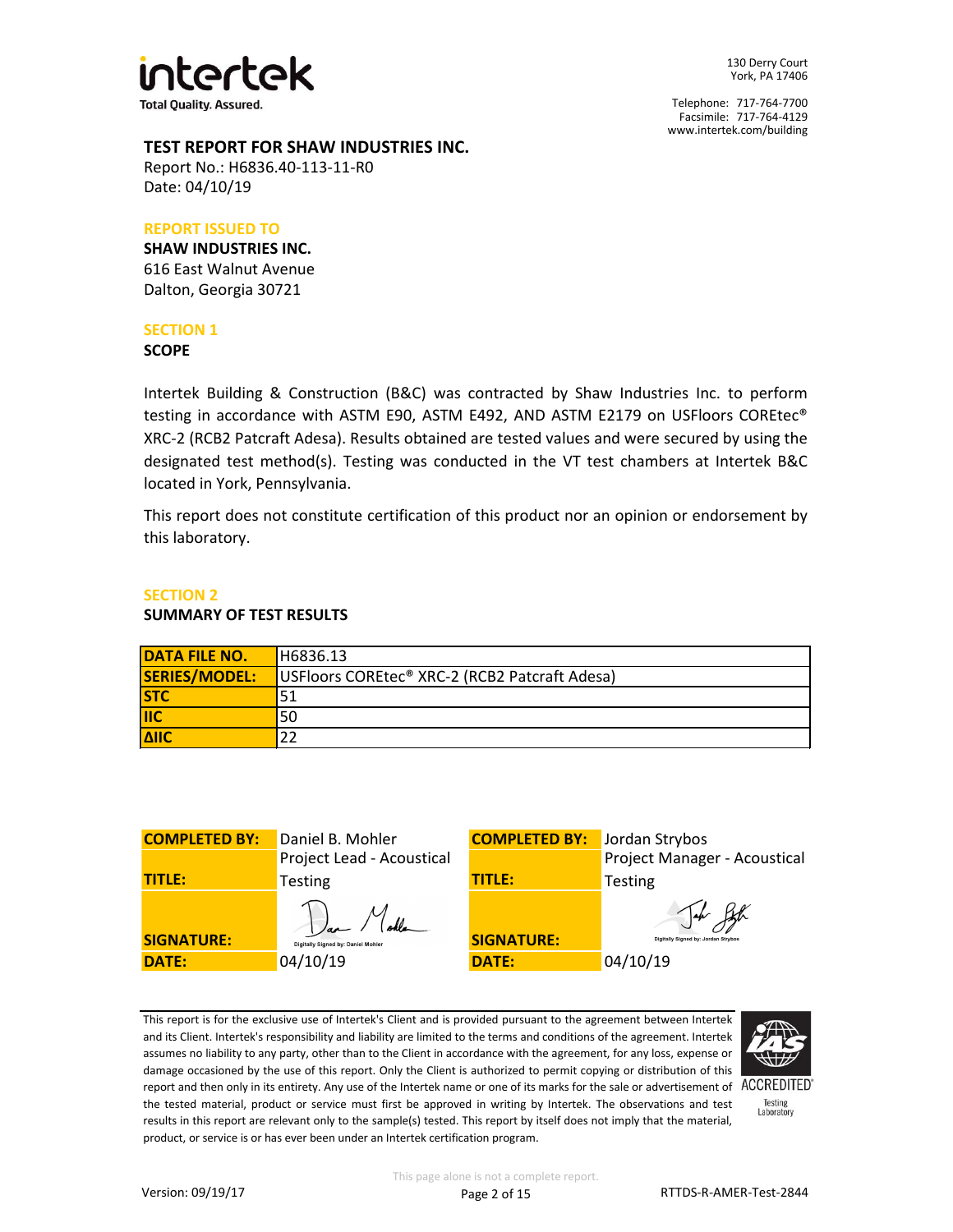intertek

Total Quality. Assured.

130 Derry Court
York, PA 17406

Telephone: 717-764-7700
Facsimile: 717-764-4129
www.intertek.com/building

## TEST REPORT FOR SHAW INDUSTRIES INC.

Report No.: H6836.40-113-11-R0
Date: 04/10/19

**REPORT ISSUED TO**

**SHAW INDUSTRIES INC.**
616 East Walnut Avenue
Dalton, Georgia 30721

## SECTION 1

### SCOPE

Intertek Building & Construction (B&C) was contracted by Shaw Industries Inc. to perform testing in accordance with ASTM E90, ASTM E492, AND ASTM E2179 on USFloors COREtec® XRC-2 (RCB2 Patcraft Adesa). Results obtained are tested values and were secured by using the designated test method(s). Testing was conducted in the VT test chambers at Intertek B&C located in York, Pennsylvania.

This report does not constitute certification of this product nor an opinion or endorsement by this laboratory.

## SECTION 2

### SUMMARY OF TEST RESULTS

| **DATA FILE NO.** | H6836.13 |
|---|---|
| **SERIES/MODEL:** | USFloors COREtec® XRC-2 (RCB2 Patcraft Adesa) |
| **STC** | 51 |
| **IIC** | 50 |
| **ΔIIC** | 22 |

| **COMPLETED BY:** | Daniel B. Mohler | **COMPLETED BY:** | Jordan Strybos |
|---|---|---|---|
| **TITLE:** | Project Lead - Acoustical Testing | **TITLE:** | Project Manager - Acoustical Testing |
| **SIGNATURE:** | Digitally Signed by: Daniel Mohler | **SIGNATURE:** | Digitally Signed by: Jordan Strybos |
| **DATE:** | 04/10/19 | **DATE:** | 04/10/19 |

This report is for the exclusive use of Intertek's Client and is provided pursuant to the agreement between Intertek and its Client. Intertek's responsibility and liability are limited to the terms and conditions of the agreement. Intertek assumes no liability to any party, other than to the Client in accordance with the agreement, for any loss, expense or damage occasioned by the use of this report. Only the Client is authorized to permit copying or distribution of this report and then only in its entirety. Any use of the Intertek name or one of its marks for the sale or advertisement of the tested material, product or service must first be approved in writing by Intertek. The observations and test results in this report are relevant only to the sample(s) tested. This report by itself does not imply that the material, product, or service is or has ever been under an Intertek certification program.

IAS ACCREDITED Testing Laboratory

This page alone is not a complete report.

Version: 09/19/17 RTTDS-R-AMER-Test-2844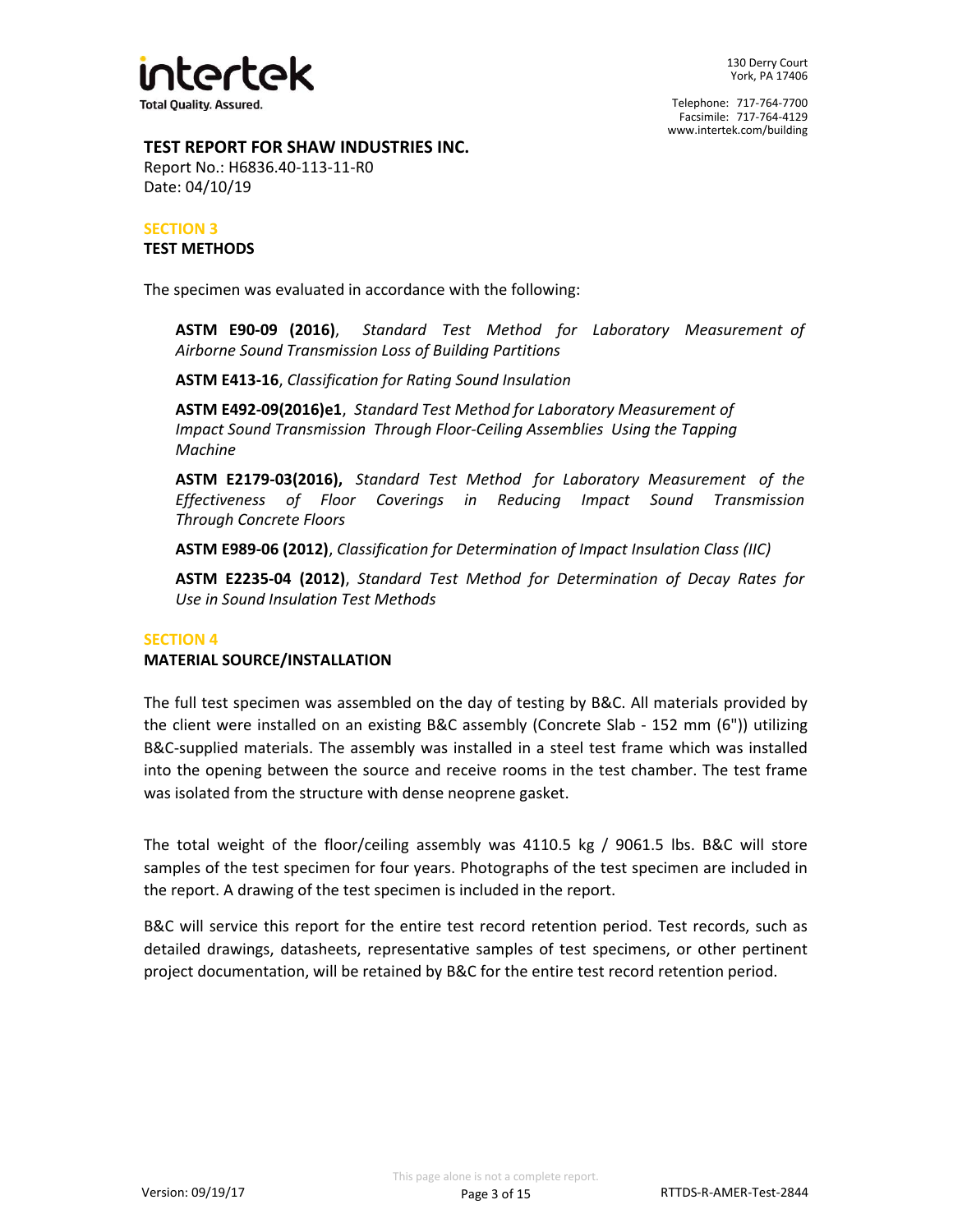**TEST REPORT FOR SHAW INDUSTRIES INC.**
Report No.: H6836.40-113-11-R0
Date: 04/10/19

## SECTION 3
### TEST METHODS

The specimen was evaluated in accordance with the following:

**ASTM E90-09 (2016)**, *Standard Test Method for Laboratory Measurement of Airborne Sound Transmission Loss of Building Partitions*

**ASTM E413-16**, *Classification for Rating Sound Insulation*

**ASTM E492-09(2016)e1**, *Standard Test Method for Laboratory Measurement of Impact Sound Transmission Through Floor-Ceiling Assemblies Using the Tapping Machine*

**ASTM E2179-03(2016),** *Standard Test Method for Laboratory Measurement of the Effectiveness of Floor Coverings in Reducing Impact Sound Transmission Through Concrete Floors*

**ASTM E989-06 (2012)**, *Classification for Determination of Impact Insulation Class (IIC)*

**ASTM E2235-04 (2012)**, *Standard Test Method for Determination of Decay Rates for Use in Sound Insulation Test Methods*

## SECTION 4
### MATERIAL SOURCE/INSTALLATION

The full test specimen was assembled on the day of testing by B&C. All materials provided by the client were installed on an existing B&C assembly (Concrete Slab - 152 mm (6")) utilizing B&C-supplied materials. The assembly was installed in a steel test frame which was installed into the opening between the source and receive rooms in the test chamber. The test frame was isolated from the structure with dense neoprene gasket.

The total weight of the floor/ceiling assembly was 4110.5 kg / 9061.5 lbs. B&C will store samples of the test specimen for four years. Photographs of the test specimen are included in the report. A drawing of the test specimen is included in the report.

B&C will service this report for the entire test record retention period. Test records, such as detailed drawings, datasheets, representative samples of test specimens, or other pertinent project documentation, will be retained by B&C for the entire test record retention period.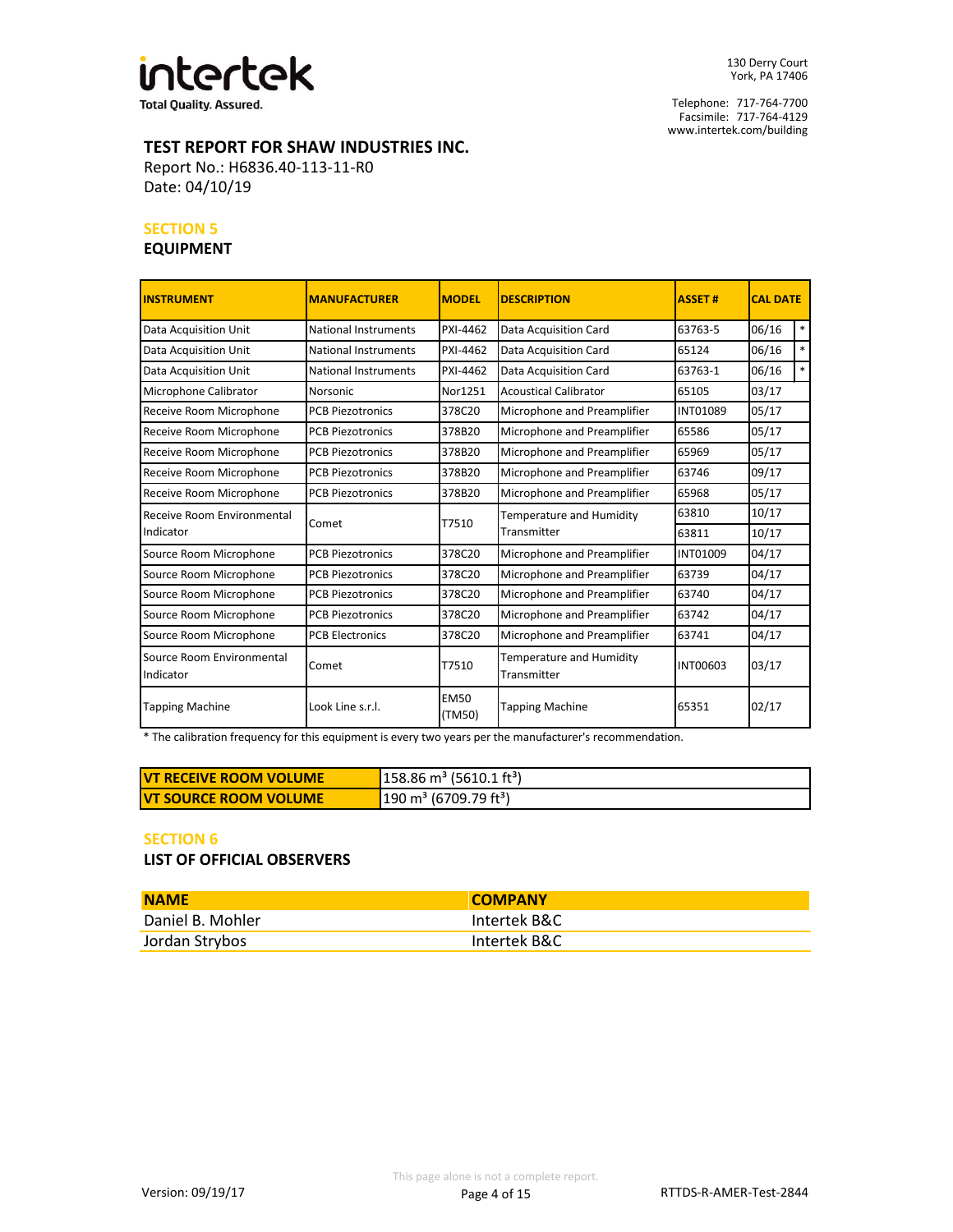**TEST REPORT FOR SHAW INDUSTRIES INC.**
Report No.: H6836.40-113-11-R0
Date: 04/10/19

## SECTION 5
### EQUIPMENT

| INSTRUMENT | MANUFACTURER | MODEL | DESCRIPTION | ASSET # | CAL DATE | |
|---|---|---|---|---|---|---|
| Data Acquisition Unit | National Instruments | PXI-4462 | Data Acquisition Card | 63763-5 | 06/16 | * |
| Data Acquisition Unit | National Instruments | PXI-4462 | Data Acquisition Card | 65124 | 06/16 | * |
| Data Acquisition Unit | National Instruments | PXI-4462 | Data Acquisition Card | 63763-1 | 06/16 | * |
| Microphone Calibrator | Norsonic | Nor1251 | Acoustical Calibrator | 65105 | 03/17 | |
| Receive Room Microphone | PCB Piezotronics | 378C20 | Microphone and Preamplifier | INT01089 | 05/17 | |
| Receive Room Microphone | PCB Piezotronics | 378B20 | Microphone and Preamplifier | 65586 | 05/17 | |
| Receive Room Microphone | PCB Piezotronics | 378B20 | Microphone and Preamplifier | 65969 | 05/17 | |
| Receive Room Microphone | PCB Piezotronics | 378B20 | Microphone and Preamplifier | 63746 | 09/17 | |
| Receive Room Microphone | PCB Piezotronics | 378B20 | Microphone and Preamplifier | 65968 | 05/17 | |
| Receive Room Environmental Indicator | Comet | T7510 | Temperature and Humidity Transmitter | 63810 | 10/17 | |
| | | | | 63811 | 10/17 | |
| Source Room Microphone | PCB Piezotronics | 378C20 | Microphone and Preamplifier | INT01009 | 04/17 | |
| Source Room Microphone | PCB Piezotronics | 378C20 | Microphone and Preamplifier | 63739 | 04/17 | |
| Source Room Microphone | PCB Piezotronics | 378C20 | Microphone and Preamplifier | 63740 | 04/17 | |
| Source Room Microphone | PCB Piezotronics | 378C20 | Microphone and Preamplifier | 63742 | 04/17 | |
| Source Room Microphone | PCB Electronics | 378C20 | Microphone and Preamplifier | 63741 | 04/17 | |
| Source Room Environmental Indicator | Comet | T7510 | Temperature and Humidity Transmitter | INT00603 | 03/17 | |
| Tapping Machine | Look Line s.r.l. | EM50 (TM50) | Tapping Machine | 65351 | 02/17 | |

\* The calibration frequency for this equipment is every two years per the manufacturer's recommendation.

| | |
|---|---|
| **VT RECEIVE ROOM VOLUME** | 158.86 $m^3$ (5610.1 $ft^3$) |
| **VT SOURCE ROOM VOLUME** | 190 $m^3$ (6709.79 $ft^3$) |

## SECTION 6
### LIST OF OFFICIAL OBSERVERS

| NAME | COMPANY |
|---|---|
| Daniel B. Mohler | Intertek B&C |
| Jordan Strybos | Intertek B&C |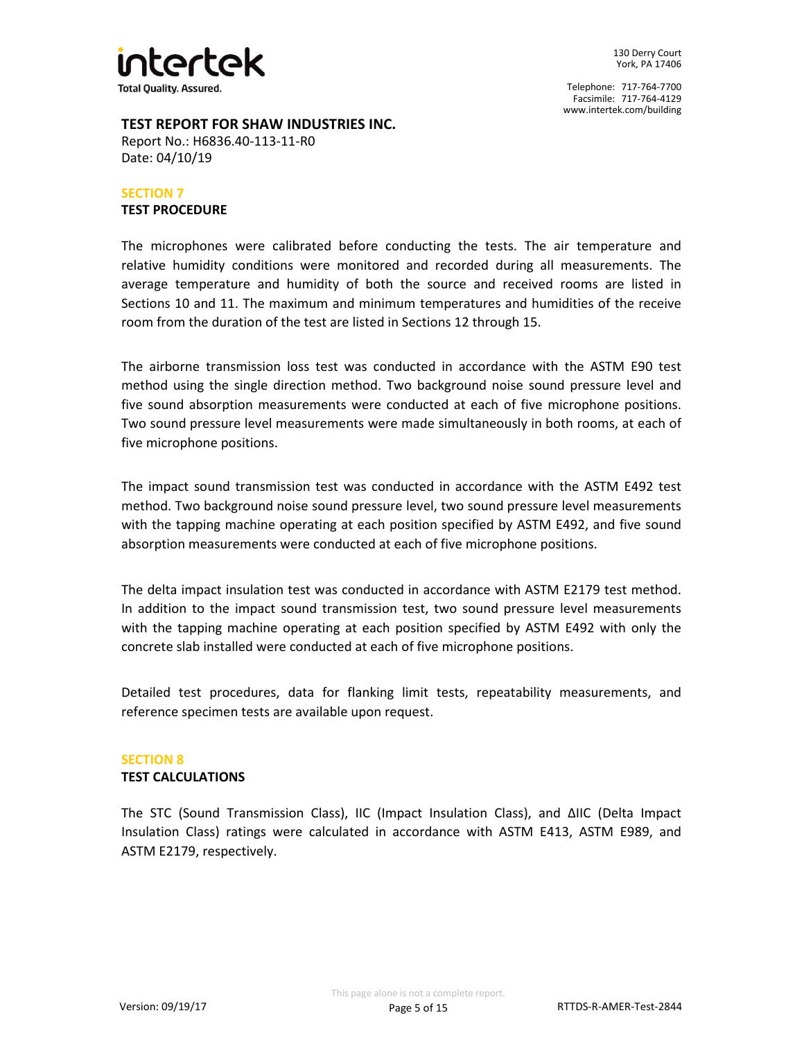**TEST REPORT FOR SHAW INDUSTRIES INC.**
Report No.: H6836.40-113-11-R0
Date: 04/10/19

## SECTION 7
### TEST PROCEDURE

The microphones were calibrated before conducting the tests. The air temperature and relative humidity conditions were monitored and recorded during all measurements. The average temperature and humidity of both the source and received rooms are listed in Sections 10 and 11. The maximum and minimum temperatures and humidities of the receive room from the duration of the test are listed in Sections 12 through 15.

The airborne transmission loss test was conducted in accordance with the ASTM E90 test method using the single direction method. Two background noise sound pressure level and five sound absorption measurements were conducted at each of five microphone positions. Two sound pressure level measurements were made simultaneously in both rooms, at each of five microphone positions.

The impact sound transmission test was conducted in accordance with the ASTM E492 test method. Two background noise sound pressure level, two sound pressure level measurements with the tapping machine operating at each position specified by ASTM E492, and five sound absorption measurements were conducted at each of five microphone positions.

The delta impact insulation test was conducted in accordance with ASTM E2179 test method. In addition to the impact sound transmission test, two sound pressure level measurements with the tapping machine operating at each position specified by ASTM E492 with only the concrete slab installed were conducted at each of five microphone positions.

Detailed test procedures, data for flanking limit tests, repeatability measurements, and reference specimen tests are available upon request.

## SECTION 8
### TEST CALCULATIONS

The STC (Sound Transmission Class), IIC (Impact Insulation Class), and ΔIIC (Delta Impact Insulation Class) ratings were calculated in accordance with ASTM E413, ASTM E989, and ASTM E2179, respectively.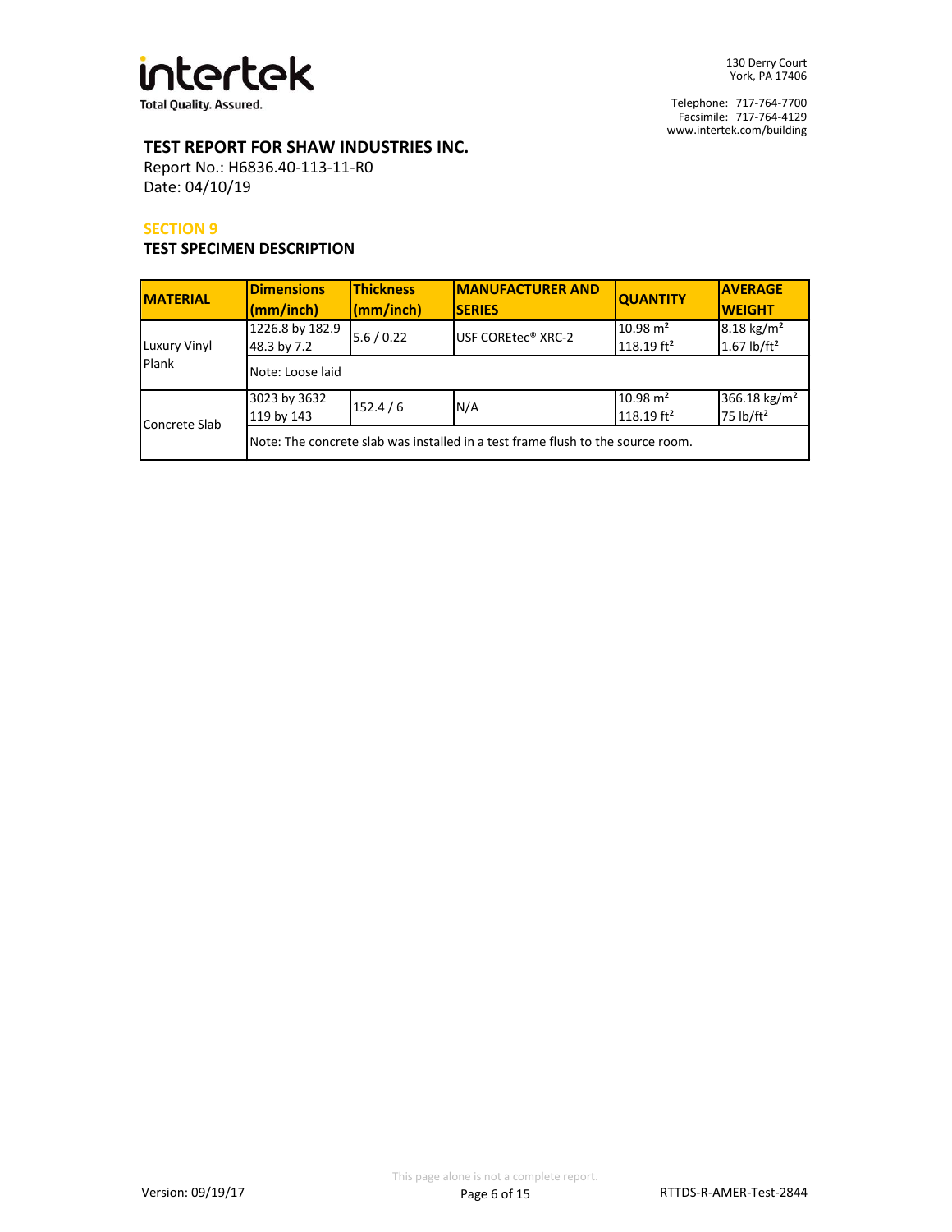**TEST REPORT FOR SHAW INDUSTRIES INC.**

Report No.: H6836.40-113-11-R0

Date: 04/10/19

## SECTION 9

### TEST SPECIMEN DESCRIPTION

| MATERIAL | Dimensions (mm/inch) | Thickness (mm/inch) | MANUFACTURER AND SERIES | QUANTITY | AVERAGE WEIGHT |
|---|---|---|---|---|---|
| Luxury Vinyl Plank | 1226.8 by 182.9<br>48.3 by 7.2 | 5.6 / 0.22 | USF COREtec® XRC-2 | 10.98 $m^2$<br>118.19 $ft^2$ | 8.18 $kg/m^2$<br>1.67 $lb/ft^2$ |
| | Note: Loose laid | | | | |
| Concrete Slab | 3023 by 3632<br>119 by 143 | 152.4 / 6 | N/A | 10.98 $m^2$<br>118.19 $ft^2$ | 366.18 $kg/m^2$<br>75 $lb/ft^2$ |
| | Note: The concrete slab was installed in a test frame flush to the source room. | | | | |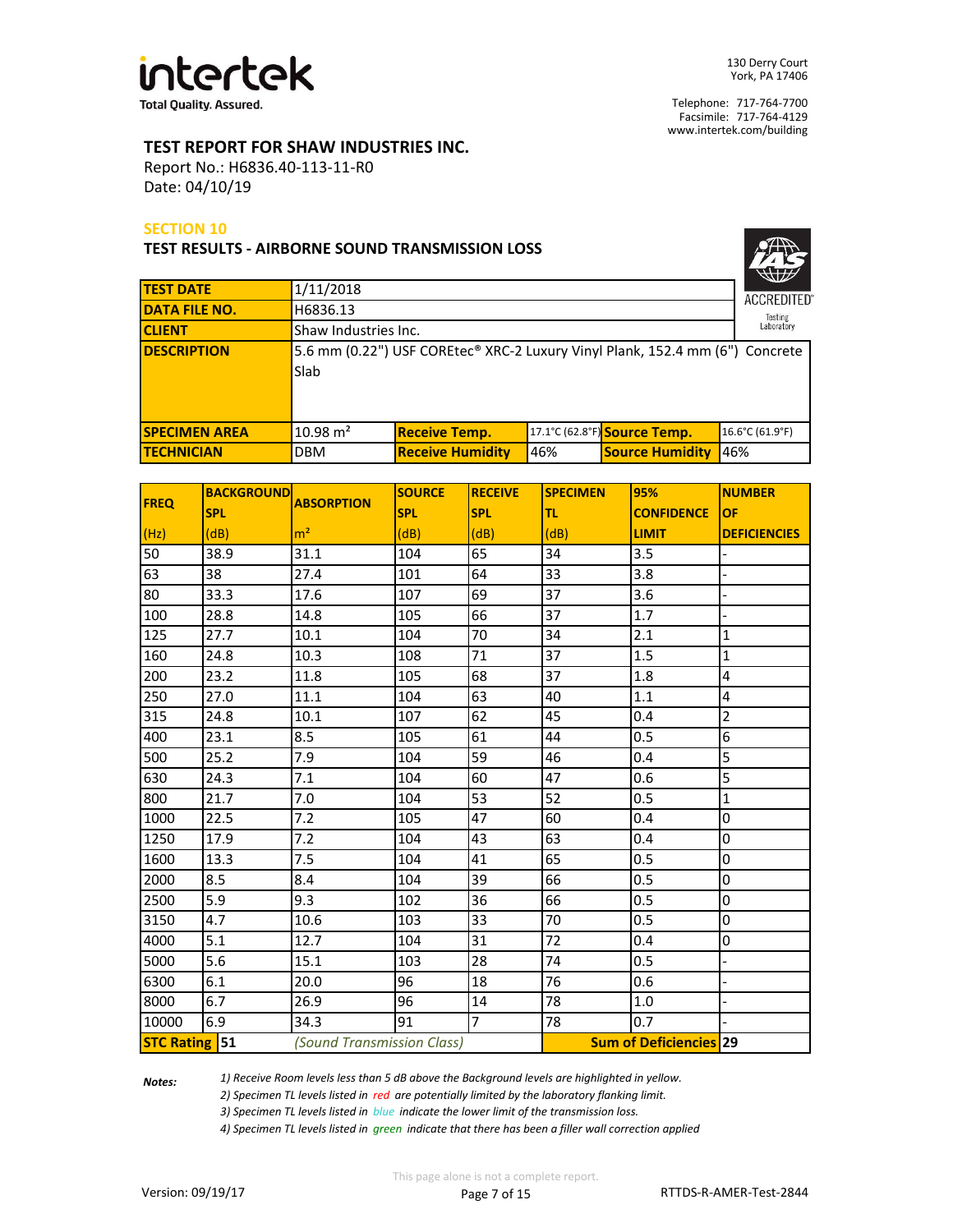intertek
Total Quality. Assured.

130 Derry Court
York, PA 17406

Telephone: 717-764-7700
Facsimile: 717-764-4129
www.intertek.com/building

**TEST REPORT FOR SHAW INDUSTRIES INC.**
Report No.: H6836.40-113-11-R0
Date: 04/10/19

## SECTION 10

### TEST RESULTS - AIRBORNE SOUND TRANSMISSION LOSS

IAS ACCREDITED Testing Laboratory

| | | | | | |
|---|---|---|---|---|---|
| **TEST DATE** | 1/11/2018 | | | | |
| **DATA FILE NO.** | H6836.13 | | | | |
| **CLIENT** | Shaw Industries Inc. | | | | |
| **DESCRIPTION** | 5.6 mm (0.22") USF COREtec® XRC-2 Luxury Vinyl Plank, 152.4 mm (6") Concrete Slab | | | | |
| **SPECIMEN AREA** | 10.98 m² | **Receive Temp.** | 17.1°C (62.8°F) | **Source Temp.** | 16.6°C (61.9°F) |
| **TECHNICIAN** | DBM | **Receive Humidity** | 46% | **Source Humidity** | 46% |

| FREQ (Hz) | BACKGROUND SPL (dB) | ABSORPTION m² | SOURCE SPL (dB) | RECEIVE SPL (dB) | SPECIMEN TL (dB) | 95% CONFIDENCE LIMIT | NUMBER OF DEFICIENCIES |
|---|---|---|---|---|---|---|---|
| 50 | 38.9 | 31.1 | 104 | 65 | 34 | 3.5 | - |
| 63 | 38 | 27.4 | 101 | 64 | 33 | 3.8 | - |
| 80 | 33.3 | 17.6 | 107 | 69 | 37 | 3.6 | - |
| 100 | 28.8 | 14.8 | 105 | 66 | 37 | 1.7 | - |
| 125 | 27.7 | 10.1 | 104 | 70 | 34 | 2.1 | 1 |
| 160 | 24.8 | 10.3 | 108 | 71 | 37 | 1.5 | 1 |
| 200 | 23.2 | 11.8 | 105 | 68 | 37 | 1.8 | 4 |
| 250 | 27.0 | 11.1 | 104 | 63 | 40 | 1.1 | 4 |
| 315 | 24.8 | 10.1 | 107 | 62 | 45 | 0.4 | 2 |
| 400 | 23.1 | 8.5 | 105 | 61 | 44 | 0.5 | 6 |
| 500 | 25.2 | 7.9 | 104 | 59 | 46 | 0.4 | 5 |
| 630 | 24.3 | 7.1 | 104 | 60 | 47 | 0.6 | 5 |
| 800 | 21.7 | 7.0 | 104 | 53 | 52 | 0.5 | 1 |
| 1000 | 22.5 | 7.2 | 105 | 47 | 60 | 0.4 | 0 |
| 1250 | 17.9 | 7.2 | 104 | 43 | 63 | 0.4 | 0 |
| 1600 | 13.3 | 7.5 | 104 | 41 | 65 | 0.5 | 0 |
| 2000 | 8.5 | 8.4 | 104 | 39 | 66 | 0.5 | 0 |
| 2500 | 5.9 | 9.3 | 102 | 36 | 66 | 0.5 | 0 |
| 3150 | 4.7 | 10.6 | 103 | 33 | 70 | 0.5 | 0 |
| 4000 | 5.1 | 12.7 | 104 | 31 | 72 | 0.4 | 0 |
| 5000 | 5.6 | 15.1 | 103 | 28 | 74 | 0.5 | - |
| 6300 | 6.1 | 20.0 | 96 | 18 | 76 | 0.6 | - |
| 8000 | 6.7 | 26.9 | 96 | 14 | 78 | 1.0 | - |
| 10000 | 6.9 | 34.3 | 91 | 7 | 78 | 0.7 | - |
| **STC Rating** | **51** | *(Sound Transmission Class)* | | | **Sum of Deficiencies** | | **29** |

***Notes:***

*1) Receive Room levels less than 5 dB above the Background levels are highlighted in yellow.*
*2) Specimen TL levels listed in red are potentially limited by the laboratory flanking limit.*
*3) Specimen TL levels listed in blue indicate the lower limit of the transmission loss.*
*4) Specimen TL levels listed in green indicate that there has been a filler wall correction applied*

This page alone is not a complete report.

Version: 09/19/17

RTTDS-R-AMER-Test-2844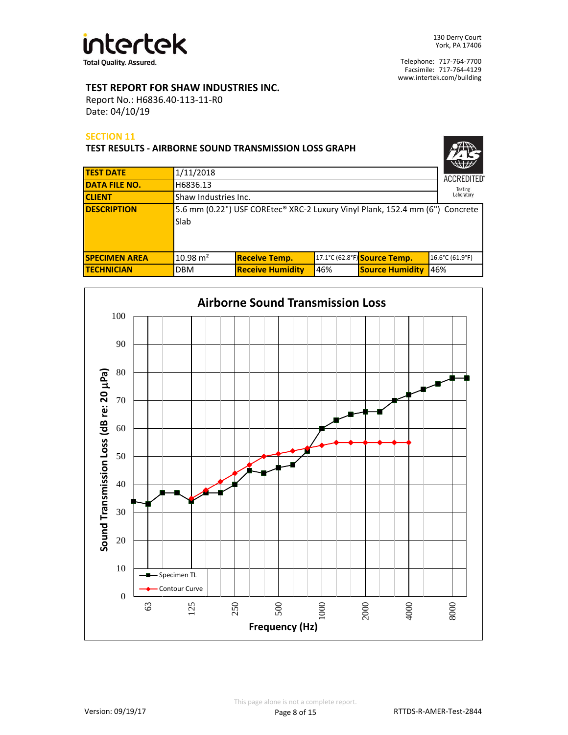Intertek
Total Quality. Assured.

130 Derry Court
York, PA 17406

Telephone: 717-764-7700
Facsimile: 717-764-4129
www.intertek.com/building

**TEST REPORT FOR SHAW INDUSTRIES INC.**
Report No.: H6836.40-113-11-R0
Date: 04/10/19

## SECTION 11

### TEST RESULTS - AIRBORNE SOUND TRANSMISSION LOSS GRAPH

IAS ACCREDITED Testing Laboratory

| TEST DATE | 1/11/2018 | | | | |
|---|---|---|---|---|---|
| DATA FILE NO. | H6836.13 | | | | |
| CLIENT | Shaw Industries Inc. | | | | |
| DESCRIPTION | 5.6 mm (0.22") USF COREtec® XRC-2 Luxury Vinyl Plank, 152.4 mm (6") Concrete Slab | | | | |
| SPECIMEN AREA | 10.98 m² | Receive Temp. | 17.1°C (62.8°F) | Source Temp. | 16.6°C (61.9°F) |
| TECHNICIAN | DBM | Receive Humidity | 46% | Source Humidity | 46% |

**Airborne Sound Transmission Loss**

Sound Transmission Loss (dB re: 20 µPa) vs. Frequency (Hz)

Legend: Specimen TL; Contour Curve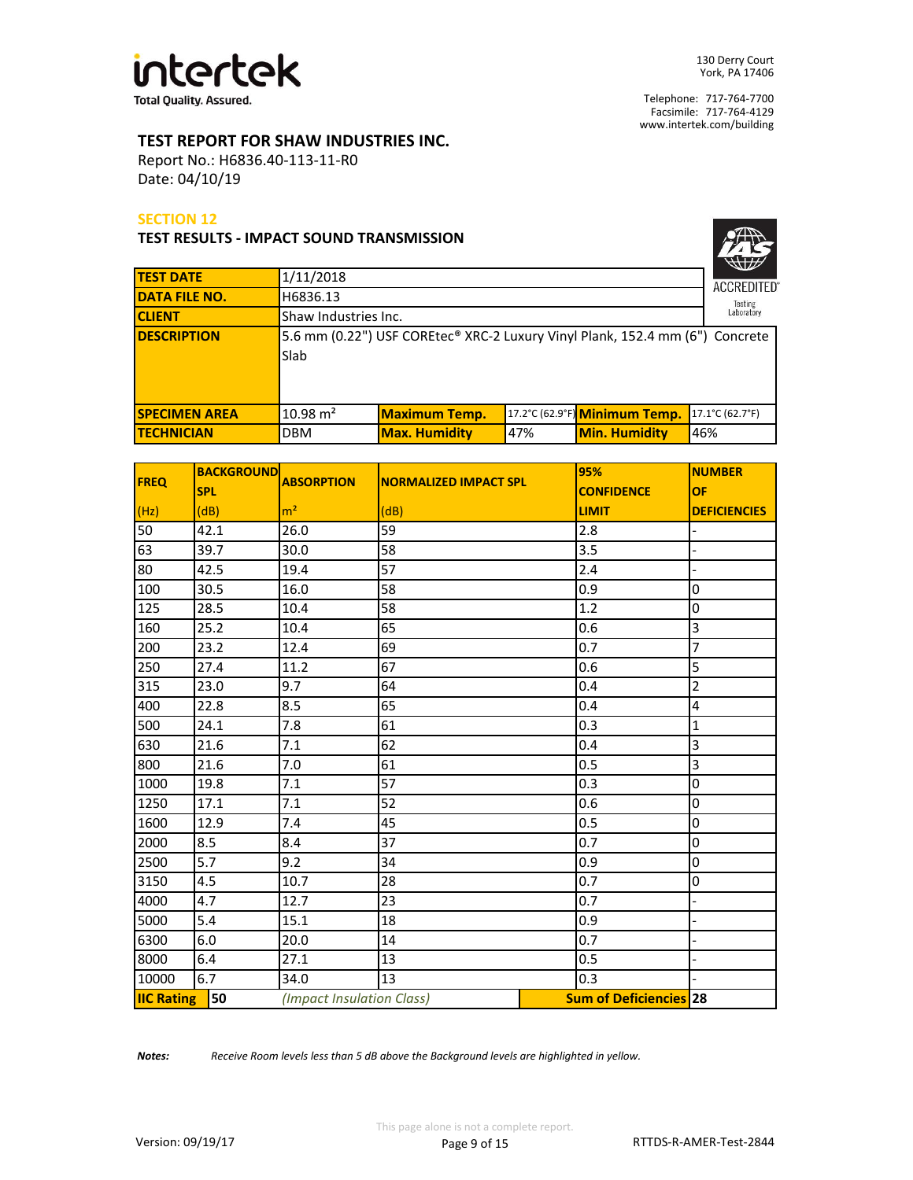**TEST REPORT FOR SHAW INDUSTRIES INC.**
Report No.: H6836.40-113-11-R0
Date: 04/10/19

## SECTION 12

### TEST RESULTS - IMPACT SOUND TRANSMISSION

| | | | | | |
|---|---|---|---|---|---|
| **TEST DATE** | 1/11/2018 | | | | |
| **DATA FILE NO.** | H6836.13 | | | | |
| **CLIENT** | Shaw Industries Inc. | | | | |
| **DESCRIPTION** | 5.6 mm (0.22") USF COREtec® XRC-2 Luxury Vinyl Plank, 152.4 mm (6") Concrete Slab | | | | |
| **SPECIMEN AREA** | 10.98 m² | **Maximum Temp.** | 17.2°C (62.9°F) | **Minimum Temp.** | 17.1°C (62.7°F) |
| **TECHNICIAN** | DBM | **Max. Humidity** | 47% | **Min. Humidity** | 46% |

| FREQ (Hz) | BACKGROUND SPL (dB) | ABSORPTION m² | NORMALIZED IMPACT SPL (dB) | 95% CONFIDENCE LIMIT | NUMBER OF DEFICIENCIES |
|---|---|---|---|---|---|
| 50 | 42.1 | 26.0 | 59 | 2.8 | - |
| 63 | 39.7 | 30.0 | 58 | 3.5 | - |
| 80 | 42.5 | 19.4 | 57 | 2.4 | - |
| 100 | 30.5 | 16.0 | 58 | 0.9 | 0 |
| 125 | 28.5 | 10.4 | 58 | 1.2 | 0 |
| 160 | 25.2 | 10.4 | 65 | 0.6 | 3 |
| 200 | 23.2 | 12.4 | 69 | 0.7 | 7 |
| 250 | 27.4 | 11.2 | 67 | 0.6 | 5 |
| 315 | 23.0 | 9.7 | 64 | 0.4 | 2 |
| 400 | 22.8 | 8.5 | 65 | 0.4 | 4 |
| 500 | 24.1 | 7.8 | 61 | 0.3 | 1 |
| 630 | 21.6 | 7.1 | 62 | 0.4 | 3 |
| 800 | 21.6 | 7.0 | 61 | 0.5 | 3 |
| 1000 | 19.8 | 7.1 | 57 | 0.3 | 0 |
| 1250 | 17.1 | 7.1 | 52 | 0.6 | 0 |
| 1600 | 12.9 | 7.4 | 45 | 0.5 | 0 |
| 2000 | 8.5 | 8.4 | 37 | 0.7 | 0 |
| 2500 | 5.7 | 9.2 | 34 | 0.9 | 0 |
| 3150 | 4.5 | 10.7 | 28 | 0.7 | 0 |
| 4000 | 4.7 | 12.7 | 23 | 0.7 | - |
| 5000 | 5.4 | 15.1 | 18 | 0.9 | - |
| 6300 | 6.0 | 20.0 | 14 | 0.7 | - |
| 8000 | 6.4 | 27.1 | 13 | 0.5 | - |
| 10000 | 6.7 | 34.0 | 13 | 0.3 | - |
| **IIC Rating** | **50** | *(Impact Insulation Class)* | | **Sum of Deficiencies** | **28** |

***Notes:*** *Receive Room levels less than 5 dB above the Background levels are highlighted in yellow.*

This page alone is not a complete report.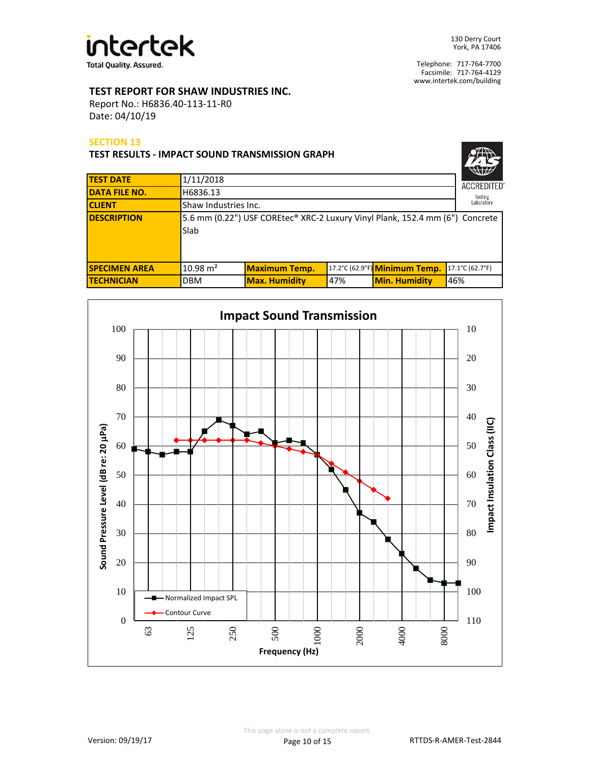**TEST REPORT FOR SHAW INDUSTRIES INC.**
Report No.: H6836.40-113-11-R0
Date: 04/10/19

## SECTION 13

### TEST RESULTS - IMPACT SOUND TRANSMISSION GRAPH

| | | | | | |
|---|---|---|---|---|---|
| **TEST DATE** | 1/11/2018 | | | | |
| **DATA FILE NO.** | H6836.13 | | | | |
| **CLIENT** | Shaw Industries Inc. | | | | |
| **DESCRIPTION** | 5.6 mm (0.22") USF COREtec® XRC-2 Luxury Vinyl Plank, 152.4 mm (6") Concrete Slab | | | | |
| **SPECIMEN AREA** | 10.98 m² | **Maximum Temp.** | 17.2°C (62.9°F) | **Minimum Temp.** | 17.1°C (62.7°F) |
| **TECHNICIAN** | DBM | **Max. Humidity** | 47% | **Min. Humidity** | 46% |

**Impact Sound Transmission**

Y-axis (left): Sound Pressure Level (dB re: 20 µPa), 0–100
Y-axis (right): Impact Insulation Class (IIC), 10–110
X-axis: Frequency (Hz): 63, 125, 250, 500, 1000, 2000, 4000, 8000

Legend: Normalized Impact SPL; Contour Curve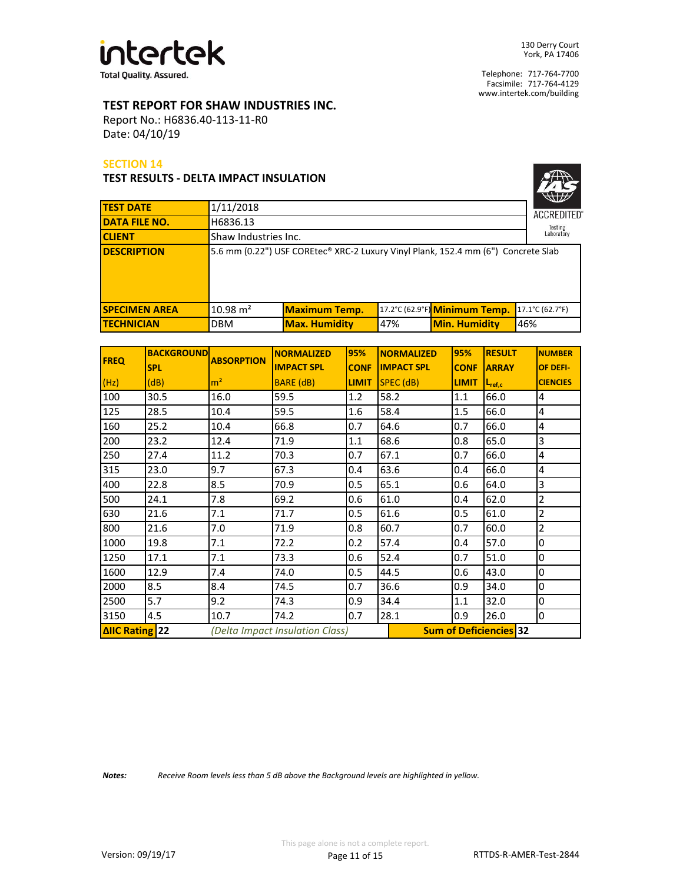**intertek**
Total Quality. Assured.

130 Derry Court
York, PA 17406

Telephone: 717-764-7700
Facsimile: 717-764-4129
www.intertek.com/building

## TEST REPORT FOR SHAW INDUSTRIES INC.

Report No.: H6836.40-113-11-R0
Date: 04/10/19

### SECTION 14

### TEST RESULTS - DELTA IMPACT INSULATION

IAS ACCREDITED Testing Laboratory

| | | | | | |
|---|---|---|---|---|---|
| **TEST DATE** | 1/11/2018 | | | | |
| **DATA FILE NO.** | H6836.13 | | | | |
| **CLIENT** | Shaw Industries Inc. | | | | |
| **DESCRIPTION** | 5.6 mm (0.22") USF COREtec® XRC-2 Luxury Vinyl Plank, 152.4 mm (6") Concrete Slab | | | | |
| **SPECIMEN AREA** | 10.98 m² | **Maximum Temp.** | 17.2°C (62.9°F) | **Minimum Temp.** | 17.1°C (62.7°F) |
| **TECHNICIAN** | DBM | **Max. Humidity** | 47% | **Min. Humidity** | 46% |

| FREQ (Hz) | BACKGROUND SPL (dB) | ABSORPTION m² | NORMALIZED IMPACT SPL BARE (dB) | 95% CONF LIMIT | NORMALIZED IMPACT SPL SPEC (dB) | 95% CONF LIMIT | RESULT ARRAY $L_{ref,c}$ | NUMBER OF DEFI-CIENCIES |
|---|---|---|---|---|---|---|---|---|
| 100 | 30.5 | 16.0 | 59.5 | 1.2 | 58.2 | 1.1 | 66.0 | 4 |
| 125 | 28.5 | 10.4 | 59.5 | 1.6 | 58.4 | 1.5 | 66.0 | 4 |
| 160 | 25.2 | 10.4 | 66.8 | 0.7 | 64.6 | 0.7 | 66.0 | 4 |
| 200 | 23.2 | 12.4 | 71.9 | 1.1 | 68.6 | 0.8 | 65.0 | 3 |
| 250 | 27.4 | 11.2 | 70.3 | 0.7 | 67.1 | 0.7 | 66.0 | 4 |
| 315 | 23.0 | 9.7 | 67.3 | 0.4 | 63.6 | 0.4 | 66.0 | 4 |
| 400 | 22.8 | 8.5 | 70.9 | 0.5 | 65.1 | 0.6 | 64.0 | 3 |
| 500 | 24.1 | 7.8 | 69.2 | 0.6 | 61.0 | 0.4 | 62.0 | 2 |
| 630 | 21.6 | 7.1 | 71.7 | 0.5 | 61.6 | 0.5 | 61.0 | 2 |
| 800 | 21.6 | 7.0 | 71.9 | 0.8 | 60.7 | 0.7 | 60.0 | 2 |
| 1000 | 19.8 | 7.1 | 72.2 | 0.2 | 57.4 | 0.4 | 57.0 | 0 |
| 1250 | 17.1 | 7.1 | 73.3 | 0.6 | 52.4 | 0.7 | 51.0 | 0 |
| 1600 | 12.9 | 7.4 | 74.0 | 0.5 | 44.5 | 0.6 | 43.0 | 0 |
| 2000 | 8.5 | 8.4 | 74.5 | 0.7 | 36.6 | 0.9 | 34.0 | 0 |
| 2500 | 5.7 | 9.2 | 74.3 | 0.9 | 34.4 | 1.1 | 32.0 | 0 |
| 3150 | 4.5 | 10.7 | 74.2 | 0.7 | 28.1 | 0.9 | 26.0 | 0 |
| **ΔIIC Rating** | **22** | *(Delta Impact Insulation Class)* | | | **Sum of Deficiencies** | | | **32** |

*Notes:* *Receive Room levels less than 5 dB above the Background levels are highlighted in yellow.*

This page alone is not a complete report.

Version: 09/19/17

RTTDS-R-AMER-Test-2844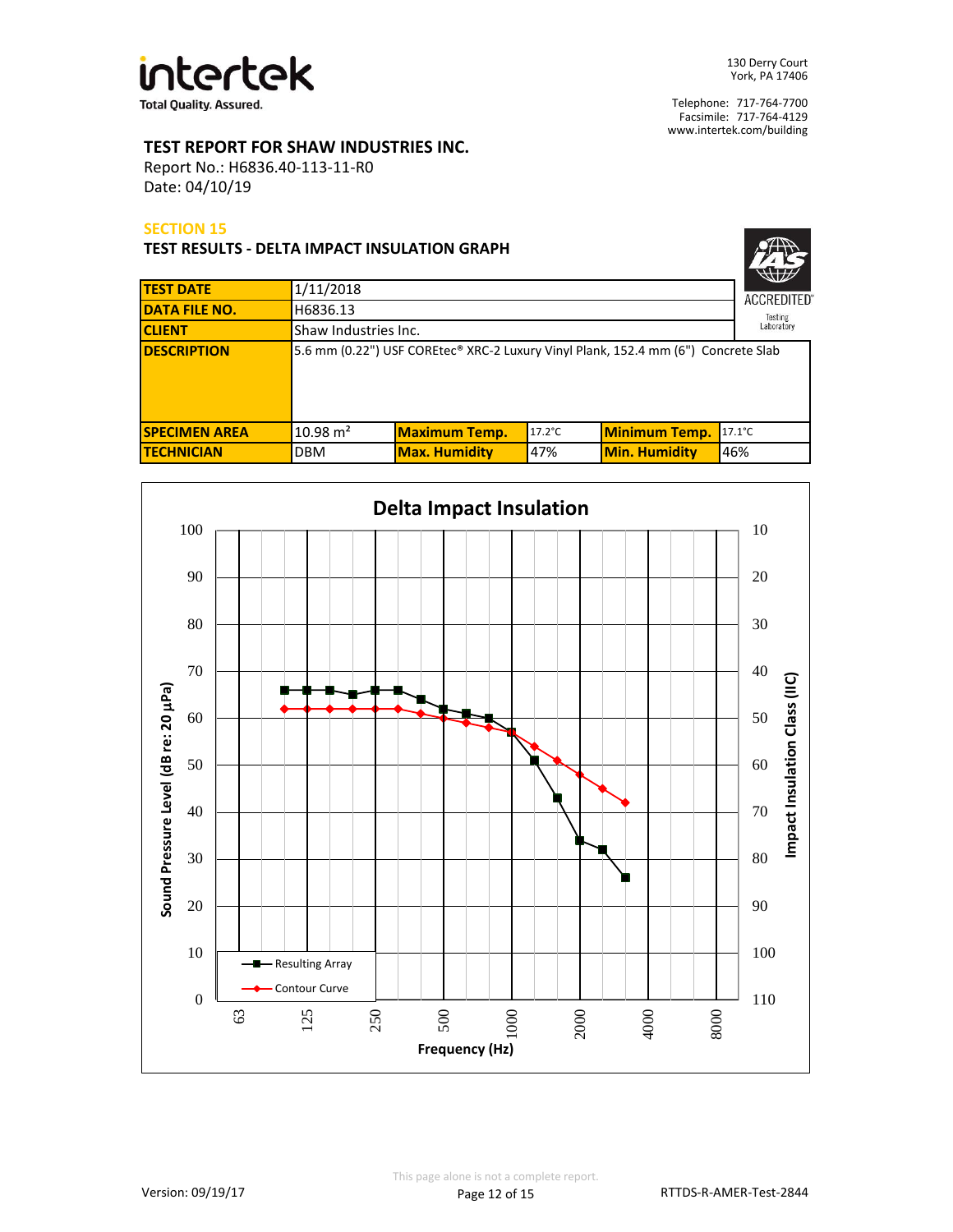**intertek**
Total Quality. Assured.

130 Derry Court
York, PA 17406

Telephone: 717-764-7700
Facsimile: 717-764-4129
www.intertek.com/building

**TEST REPORT FOR SHAW INDUSTRIES INC.**
Report No.: H6836.40-113-11-R0
Date: 04/10/19

## SECTION 15

### TEST RESULTS - DELTA IMPACT INSULATION GRAPH

| | | | | | |
|---|---|---|---|---|---|
| **TEST DATE** | 1/11/2018 | | | | |
| **DATA FILE NO.** | H6836.13 | | | | |
| **CLIENT** | Shaw Industries Inc. | | | | |
| **DESCRIPTION** | 5.6 mm (0.22") USF COREtec® XRC-2 Luxury Vinyl Plank, 152.4 mm (6") Concrete Slab | | | | |
| **SPECIMEN AREA** | 10.98 $m^2$ | **Maximum Temp.** | 17.2°C | **Minimum Temp.** | 17.1°C |
| **TECHNICIAN** | DBM | **Max. Humidity** | 47% | **Min. Humidity** | 46% |

IAS ACCREDITED Testing Laboratory

**Delta Impact Insulation**

Sound Pressure Level (dB re: 20 µPa) vs. Frequency (Hz); right axis: Impact Insulation Class (IIC)

Legend: Resulting Array; Contour Curve

This page alone is not a complete report.

Version: 09/19/17

RTTDS-R-AMER-Test-2844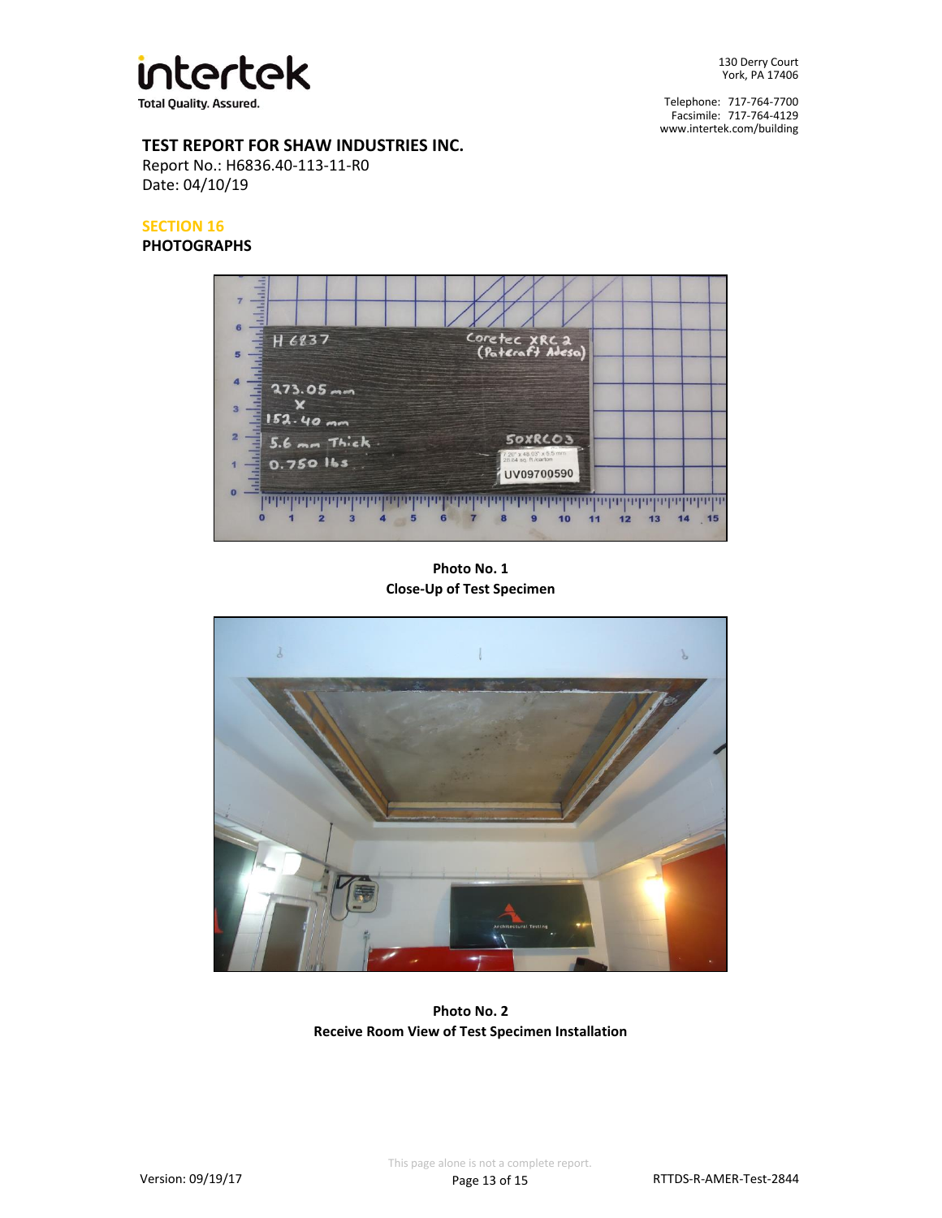**TEST REPORT FOR SHAW INDUSTRIES INC.**
Report No.: H6836.40-113-11-R0
Date: 04/10/19

## SECTION 16
**PHOTOGRAPHS**

**Photo No. 1**
**Close-Up of Test Specimen**

**Photo No. 2**
**Receive Room View of Test Specimen Installation**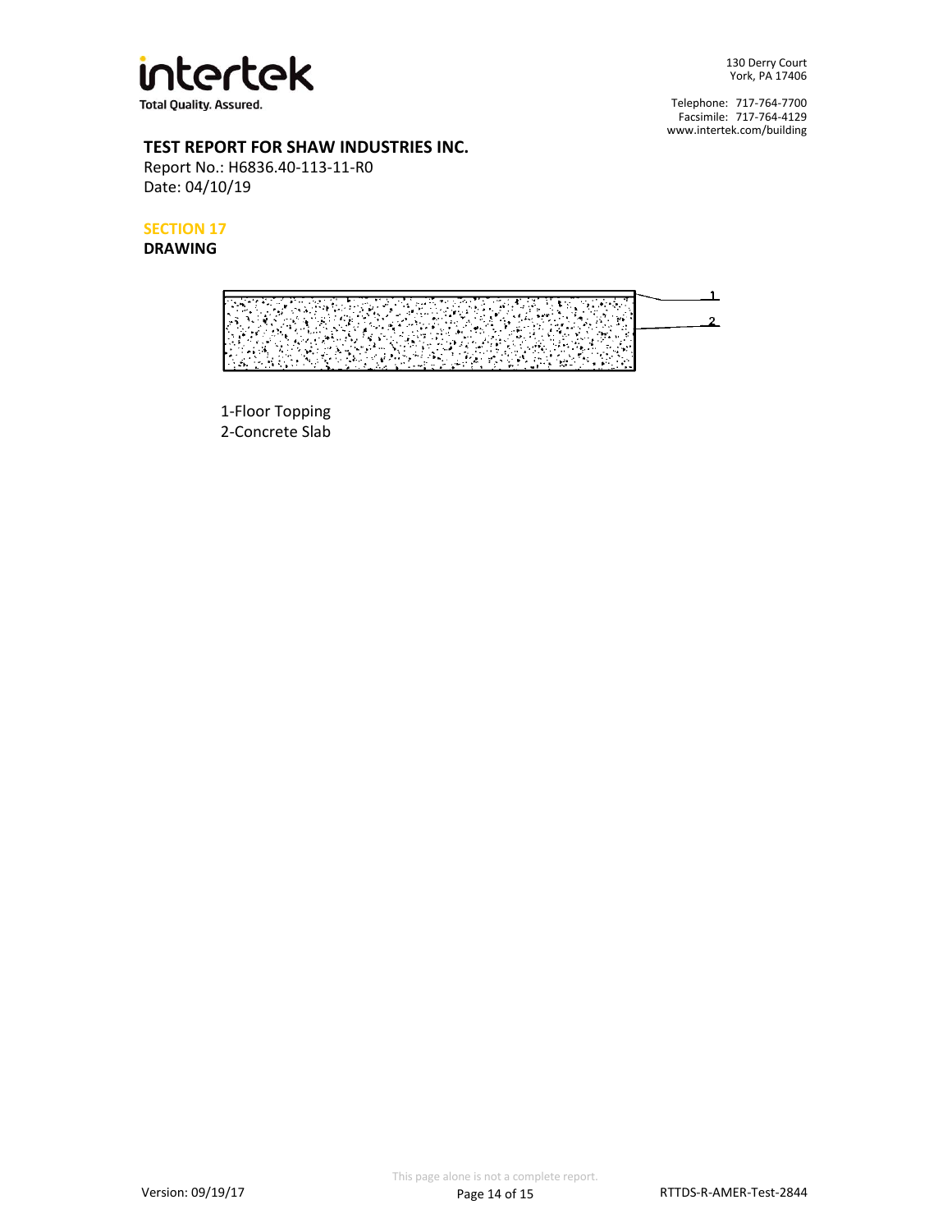# TEST REPORT FOR SHAW INDUSTRIES INC.

Report No.: H6836.40-113-11-R0
Date: 04/10/19

## SECTION 17

## DRAWING

1-Floor Topping
2-Concrete Slab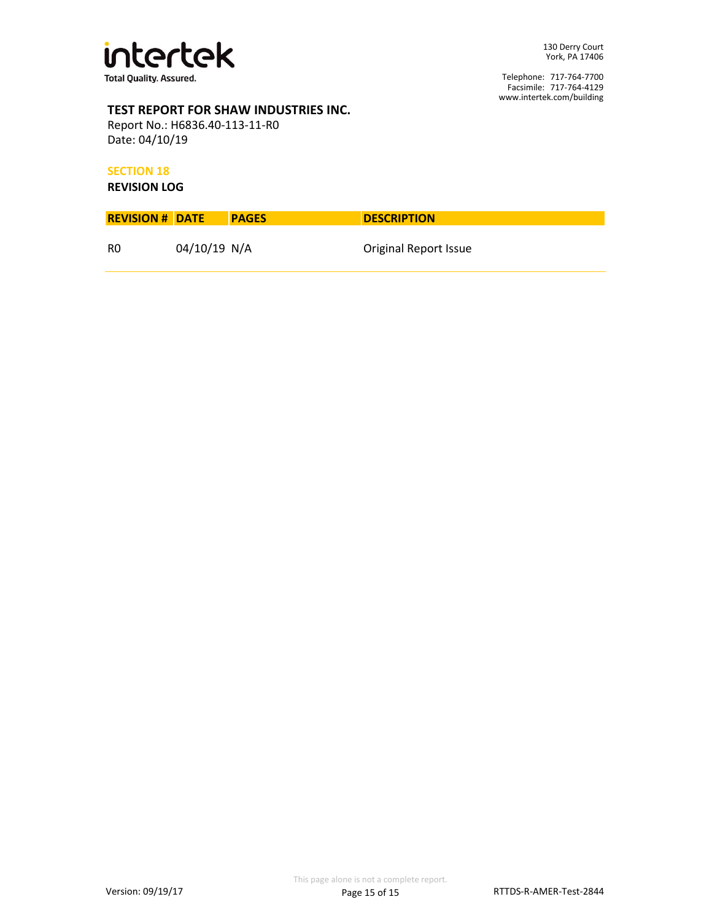**TEST REPORT FOR SHAW INDUSTRIES INC.**

Report No.: H6836.40-113-11-R0

Date: 04/10/19

## SECTION 18

### REVISION LOG

| REVISION # | DATE | PAGES | DESCRIPTION |
| --- | --- | --- | --- |
| R0 | 04/10/19 | N/A | Original Report Issue |